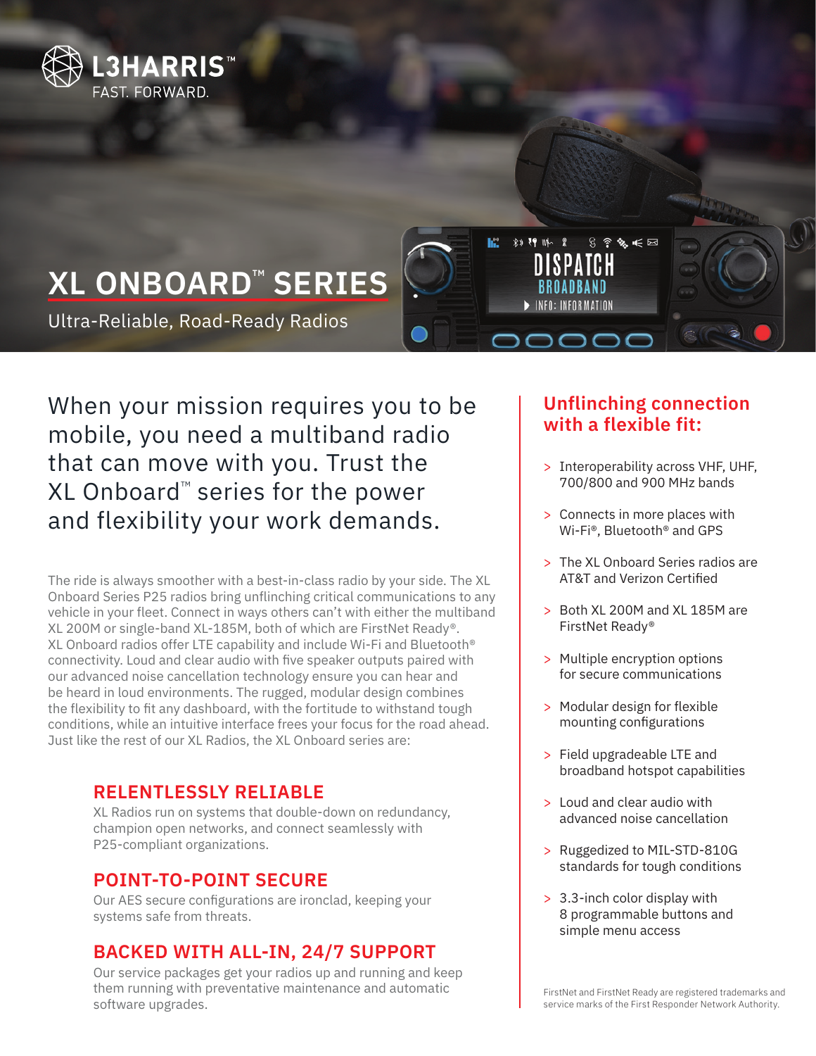L3HARRIS™

FAST. FORWARD.

# XL ONBOARD™ SERIES

Ultra-Reliable, Road-Ready Radios

## When your mission requires you to be mobile, you need a multiband radio that can move with you. Trust the XL Onboard™ series for the power and flexibility your work demands.

The ride is always smoother with a best-in-class radio by your side. The XL Onboard Series P25 radios bring unflinching critical communications to any vehicle in your fleet. Connect in ways others can't with either the multiband XL 200M or single-band XL-185M, both of which are FirstNet Ready®. XL Onboard radios offer LTE capability and include Wi-Fi and Bluetooth® connectivity. Loud and clear audio with five speaker outputs paired with our advanced noise cancellation technology ensure you can hear and be heard in loud environments. The rugged, modular design combines the flexibility to fit any dashboard, with the fortitude to withstand tough conditions, while an intuitive interface frees your focus for the road ahead. Just like the rest of our XL Radios, the XL Onboard series are:

### RELENTLESSLY RELIABLE

XL Radios run on systems that double-down on redundancy, champion open networks, and connect seamlessly with P25-compliant organizations.

### POINT-TO-POINT SECURE

Our AES secure configurations are ironclad, keeping your systems safe from threats.

### BACKED WITH ALL-IN, 24/7 SUPPORT

Our service packages get your radios up and running and keep them running with preventative maintenance and automatic software upgrades.

## Unflinching connection with a flexible fit:

- Interoperability across VHF, UHF, 700/800 and 900 MHz bands
- Connects in more places with Wi-Fi®, Bluetooth® and GPS
- The XL Onboard Series radios are AT&T and Verizon Certified
- Both XL 200M and XL 185M are FirstNet Ready®
- Multiple encryption options for secure communications
- Modular design for flexible mounting configurations
- Field upgradeable LTE and broadband hotspot capabilities
- Loud and clear audio with advanced noise cancellation
- Ruggedized to MIL-STD-810G standards for tough conditions
- 3.3-inch color display with 8 programmable buttons and simple menu access

FirstNet and FirstNet Ready are registered trademarks and service marks of the First Responder Network Authority.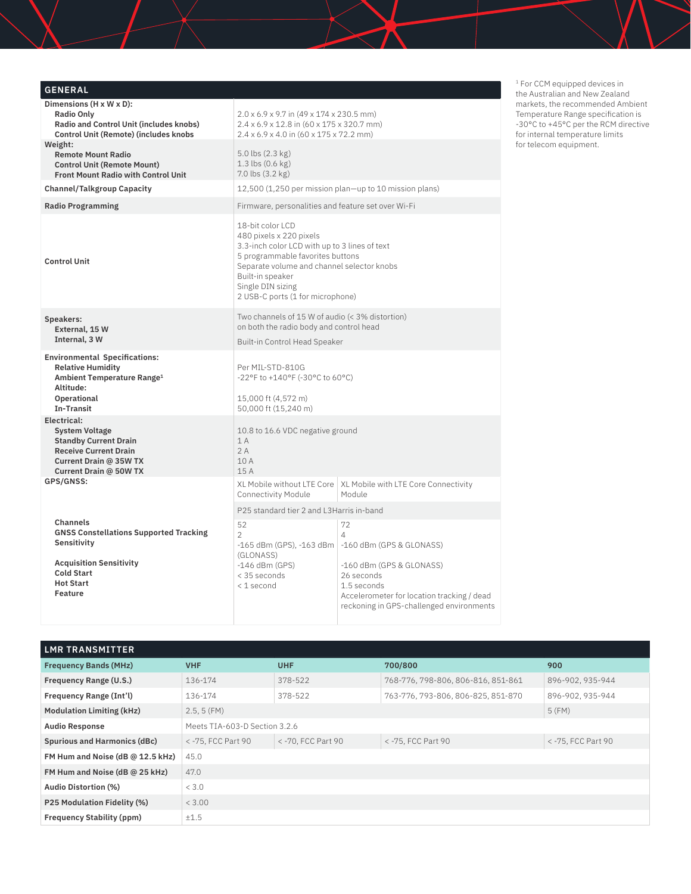## GENERAL

| | |
|---|---|
| **Dimensions (H x W x D):** | |
| **Radio Only** | 2.0 x 6.9 x 9.7 in (49 x 174 x 230.5 mm) |
| **Radio and Control Unit (includes knobs)** | 2.4 x 6.9 x 12.8 in (60 x 175 x 320.7 mm) |
| **Control Unit (Remote) (includes knobs** | 2.4 x 6.9 x 4.0 in (60 x 175 x 72.2 mm) |
| **Weight:** | |
| **Remote Mount Radio** | 5.0 lbs (2.3 kg) |
| **Control Unit (Remote Mount)** | 1.3 lbs (0.6 kg) |
| **Front Mount Radio with Control Unit** | 7.0 lbs (3.2 kg) |
| **Channel/Talkgroup Capacity** | 12,500 (1,250 per mission plan—up to 10 mission plans) |
| **Radio Programming** | Firmware, personalities and feature set over Wi-Fi |
| **Control Unit** | 18-bit color LCD<br>480 pixels x 220 pixels<br>3.3-inch color LCD with up to 3 lines of text<br>5 programmable favorites buttons<br>Separate volume and channel selector knobs<br>Built-in speaker<br>Single DIN sizing<br>2 USB-C ports (1 for microphone) |
| **Speakers:** | |
| **External, 15 W** | Two channels of 15 W of audio (< 3% distortion) on both the radio body and control head |
| **Internal, 3 W** | Built-in Control Head Speaker |
| **Environmental Specifications:** | |
| **Relative Humidity** | Per MIL-STD-810G |
| **Ambient Temperature Range**[1] | -22°F to +140°F (-30°C to 60°C) |
| **Altitude:** | |
| **Operational** | 15,000 ft (4,572 m) |
| **In-Transit** | 50,000 ft (15,240 m) |
| **Electrical:** | |
| **System Voltage** | 10.8 to 16.6 VDC negative ground |
| **Standby Current Drain** | 1 A |
| **Receive Current Drain** | 2 A |
| **Current Drain @ 35W TX** | 10 A |
| **Current Drain @ 50W TX** | 15 A |

| **GPS/GNSS:** | XL Mobile without LTE Core Connectivity Module | XL Mobile with LTE Core Connectivity Module |
|---|---|---|
| | P25 standard tier 2 and L3Harris in-band | |
| **Channels** | 52 | 72 |
| **GNSS Constellations Supported Tracking** | 2 | 4 |
| **Sensitivity** | -165 dBm (GPS), -163 dBm (GLONASS) | -160 dBm (GPS & GLONASS) |
| **Acquisition Sensitivity** | -146 dBm (GPS) | -160 dBm (GPS & GLONASS) |
| **Cold Start** | < 35 seconds | 26 seconds |
| **Hot Start** | < 1 second | 1.5 seconds |
| **Feature** | | Accelerometer for location tracking / dead reckoning in GPS-challenged environments |

[1] For CCM equipped devices in the Australian and New Zealand markets, the recommended Ambient Temperature Range specification is -30°C to +45°C per the RCM directive for internal temperature limits for telecom equipment.

## LMR TRANSMITTER

| **Frequency Bands (MHz)** | **VHF** | **UHF** | **700/800** | **900** |
|---|---|---|---|---|
| **Frequency Range (U.S.)** | 136-174 | 378-522 | 768-776, 798-806, 806-816, 851-861 | 896-902, 935-944 |
| **Frequency Range (Int'l)** | 136-174 | 378-522 | 763-776, 793-806, 806-825, 851-870 | 896-902, 935-944 |
| **Modulation Limiting (kHz)** | 2.5, 5 (FM) | | | 5 (FM) |
| **Audio Response** | Meets TIA-603-D Section 3.2.6 | | | |
| **Spurious and Harmonics (dBc)** | < -75, FCC Part 90 | < -70, FCC Part 90 | < -75, FCC Part 90 | < -75, FCC Part 90 |
| **FM Hum and Noise (dB @ 12.5 kHz)** | 45.0 | | | |
| **FM Hum and Noise (dB @ 25 kHz)** | 47.0 | | | |
| **Audio Distortion (%)** | < 3.0 | | | |
| **P25 Modulation Fidelity (%)** | < 3.00 | | | |
| **Frequency Stability (ppm)** | ±1.5 | | | |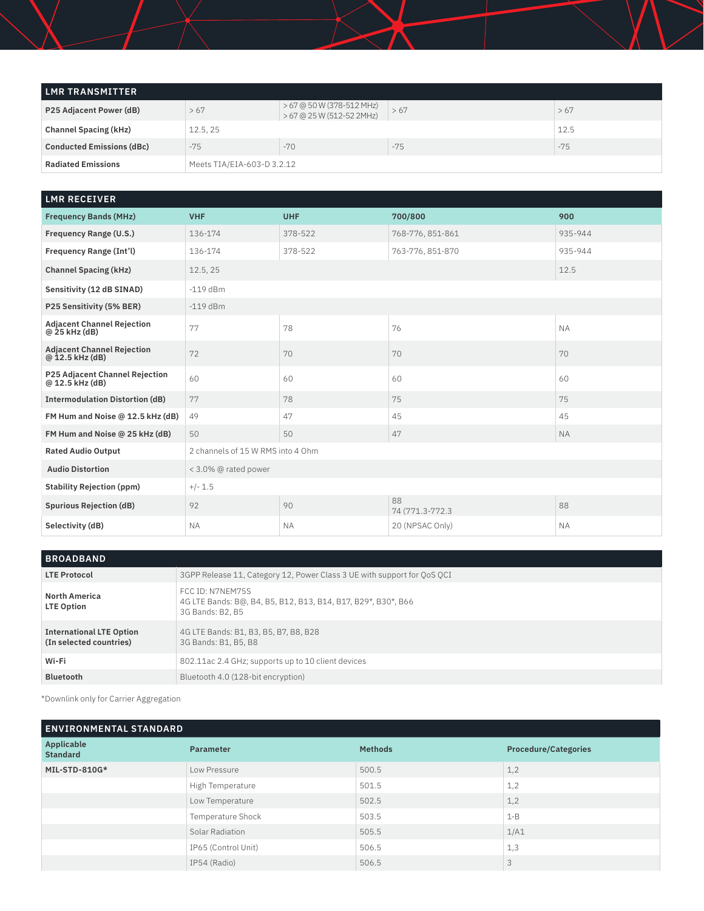## LMR TRANSMITTER

| LMR TRANSMITTER | | | | |
|---|---|---|---|---|
| P25 Adjacent Power (dB) | > 67 | > 67 @ 50 W (378-512 MHz)<br>> 67 @ 25 W (512-52 2MHz) | > 67 | > 67 |
| Channel Spacing (kHz) | 12.5, 25 | | | 12.5 |
| Conducted Emissions (dBc) | -75 | -70 | -75 | -75 |
| Radiated Emissions | Meets TIA/EIA-603-D 3.2.12 | | | |

## LMR RECEIVER

| Frequency Bands (MHz) | VHF | UHF | 700/800 | 900 |
|---|---|---|---|---|
| Frequency Range (U.S.) | 136-174 | 378-522 | 768-776, 851-861 | 935-944 |
| Frequency Range (Int'l) | 136-174 | 378-522 | 763-776, 851-870 | 935-944 |
| Channel Spacing (kHz) | 12.5, 25 | | | 12.5 |
| Sensitivity (12 dB SINAD) | -119 dBm | | | |
| P25 Sensitivity (5% BER) | -119 dBm | | | |
| Adjacent Channel Rejection @ 25 kHz (dB) | 77 | 78 | 76 | NA |
| Adjacent Channel Rejection @ 12.5 kHz (dB) | 72 | 70 | 70 | 70 |
| P25 Adjacent Channel Rejection @ 12.5 kHz (dB) | 60 | 60 | 60 | 60 |
| Intermodulation Distortion (dB) | 77 | 78 | 75 | 75 |
| FM Hum and Noise @ 12.5 kHz (dB) | 49 | 47 | 45 | 45 |
| FM Hum and Noise @ 25 kHz (dB) | 50 | 50 | 47 | NA |
| Rated Audio Output | 2 channels of 15 W RMS into 4 Ohm | | | |
| Audio Distortion | < 3.0% @ rated power | | | |
| Stability Rejection (ppm) | +/- 1.5 | | | |
| Spurious Rejection (dB) | 92 | 90 | 88<br>74 (771.3-772.3 | 88 |
| Selectivity (dB) | NA | NA | 20 (NPSAC Only) | NA |

## BROADBAND

| BROADBAND | |
|---|---|
| LTE Protocol | 3GPP Release 11, Category 12, Power Class 3 UE with support for QoS QCI |
| North America LTE Option | FCC ID: N7NEM75S<br>4G LTE Bands: B@, B4, B5, B12, B13, B14, B17, B29*, B30*, B66<br>3G Bands: B2, B5 |
| International LTE Option (In selected countries) | 4G LTE Bands: B1, B3, B5, B7, B8, B28<br>3G Bands: B1, B5, B8 |
| Wi-Fi | 802.11ac 2.4 GHz; supports up to 10 client devices |
| Bluetooth | Bluetooth 4.0 (128-bit encryption) |

*Downlink only for Carrier Aggregation

## ENVIRONMENTAL STANDARD

| Applicable Standard | Parameter | Methods | Procedure/Categories |
|---|---|---|---|
| MIL-STD-810G* | Low Pressure | 500.5 | 1,2 |
| | High Temperature | 501.5 | 1,2 |
| | Low Temperature | 502.5 | 1,2 |
| | Temperature Shock | 503.5 | 1-B |
| | Solar Radiation | 505.5 | 1/A1 |
| | IP65 (Control Unit) | 506.5 | 1,3 |
| | IP54 (Radio) | 506.5 | 3 |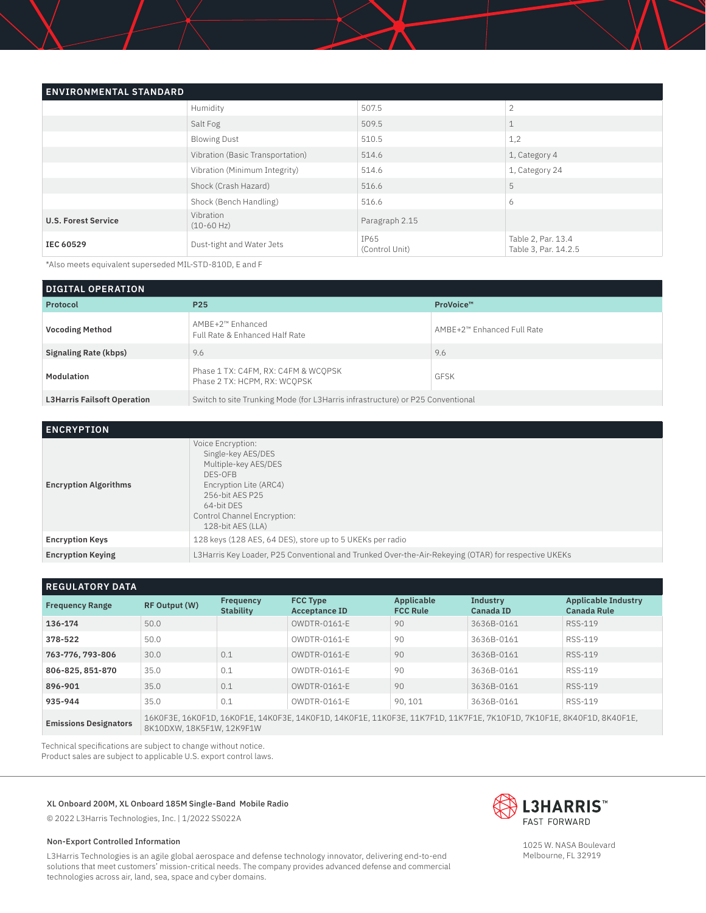## ENVIRONMENTAL STANDARD

| | | | |
|---|---|---|---|
| | Humidity | 507.5 | 2 |
| | Salt Fog | 509.5 | 1 |
| | Blowing Dust | 510.5 | 1,2 |
| | Vibration (Basic Transportation) | 514.6 | 1, Category 4 |
| | Vibration (Minimum Integrity) | 514.6 | 1, Category 24 |
| | Shock (Crash Hazard) | 516.6 | 5 |
| | Shock (Bench Handling) | 516.6 | 6 |
| **U.S. Forest Service** | Vibration (10-60 Hz) | Paragraph 2.15 | |
| **IEC 60529** | Dust-tight and Water Jets | IP65 (Control Unit) | Table 2, Par. 13.4<br>Table 3, Par. 14.2.5 |

*Also meets equivalent superseded MIL-STD-810D, E and F

## DIGITAL OPERATION

| **Protocol** | **P25** | **ProVoice™** |
|---|---|---|
| **Vocoding Method** | AMBE+2™ Enhanced<br>Full Rate & Enhanced Half Rate | AMBE+2™ Enhanced Full Rate |
| **Signaling Rate (kbps)** | 9.6 | 9.6 |
| **Modulation** | Phase 1 TX: C4FM, RX: C4FM & WCQPSK<br>Phase 2 TX: HCPM, RX: WCQPSK | GFSK |
| **L3Harris Failsoft Operation** | Switch to site Trunking Mode (for L3Harris infrastructure) or P25 Conventional | |

## ENCRYPTION

| | |
|---|---|
| **Encryption Algorithms** | Voice Encryption:<br>Single-key AES/DES<br>Multiple-key AES/DES<br>DES-OFB<br>Encryption Lite (ARC4)<br>256-bit AES P25<br>64-bit DES<br>Control Channel Encryption:<br>128-bit AES (LLA) |
| **Encryption Keys** | 128 keys (128 AES, 64 DES), store up to 5 UKEKs per radio |
| **Encryption Keying** | L3Harris Key Loader, P25 Conventional and Trunked Over-the-Air-Rekeying (OTAR) for respective UKEKs |

## REGULATORY DATA

| **Frequency Range** | **RF Output (W)** | **Frequency Stability** | **FCC Type Acceptance ID** | **Applicable FCC Rule** | **Industry Canada ID** | **Applicable Industry Canada Rule** |
|---|---|---|---|---|---|---|
| **136-174** | 50.0 | | OWDTR-0161-E | 90 | 3636B-0161 | RSS-119 |
| **378-522** | 50.0 | | OWDTR-0161-E | 90 | 3636B-0161 | RSS-119 |
| **763-776, 793-806** | 30.0 | 0.1 | OWDTR-0161-E | 90 | 3636B-0161 | RSS-119 |
| **806-825, 851-870** | 35.0 | 0.1 | OWDTR-0161-E | 90 | 3636B-0161 | RSS-119 |
| **896-901** | 35.0 | 0.1 | OWDTR-0161-E | 90 | 3636B-0161 | RSS-119 |
| **935-944** | 35.0 | 0.1 | OWDTR-0161-E | 90, 101 | 3636B-0161 | RSS-119 |
| **Emissions Designators** | 16K0F3E, 16K0F1D, 16K0F1E, 14K0F3E, 14K0F1D, 14K0F1E, 11K0F3E, 11K7F1D, 11K7F1E, 7K10F1D, 7K10F1E, 8K40F1D, 8K40F1E, 8K10DXW, 18K5F1W, 12K9F1W | | | | | |

Technical specifications are subject to change without notice.
Product sales are subject to applicable U.S. export control laws.

**XL Onboard 200M, XL Onboard 185M Single-Band Mobile Radio**

© 2022 L3Harris Technologies, Inc. | 1/2022 SS022A

**Non-Export Controlled Information**

L3Harris Technologies is an agile global aerospace and defense technology innovator, delivering end-to-end solutions that meet customers' mission-critical needs. The company provides advanced defense and commercial technologies across air, land, sea, space and cyber domains.

L3HARRIS™
FAST FORWARD

1025 W. NASA Boulevard
Melbourne, FL 32919